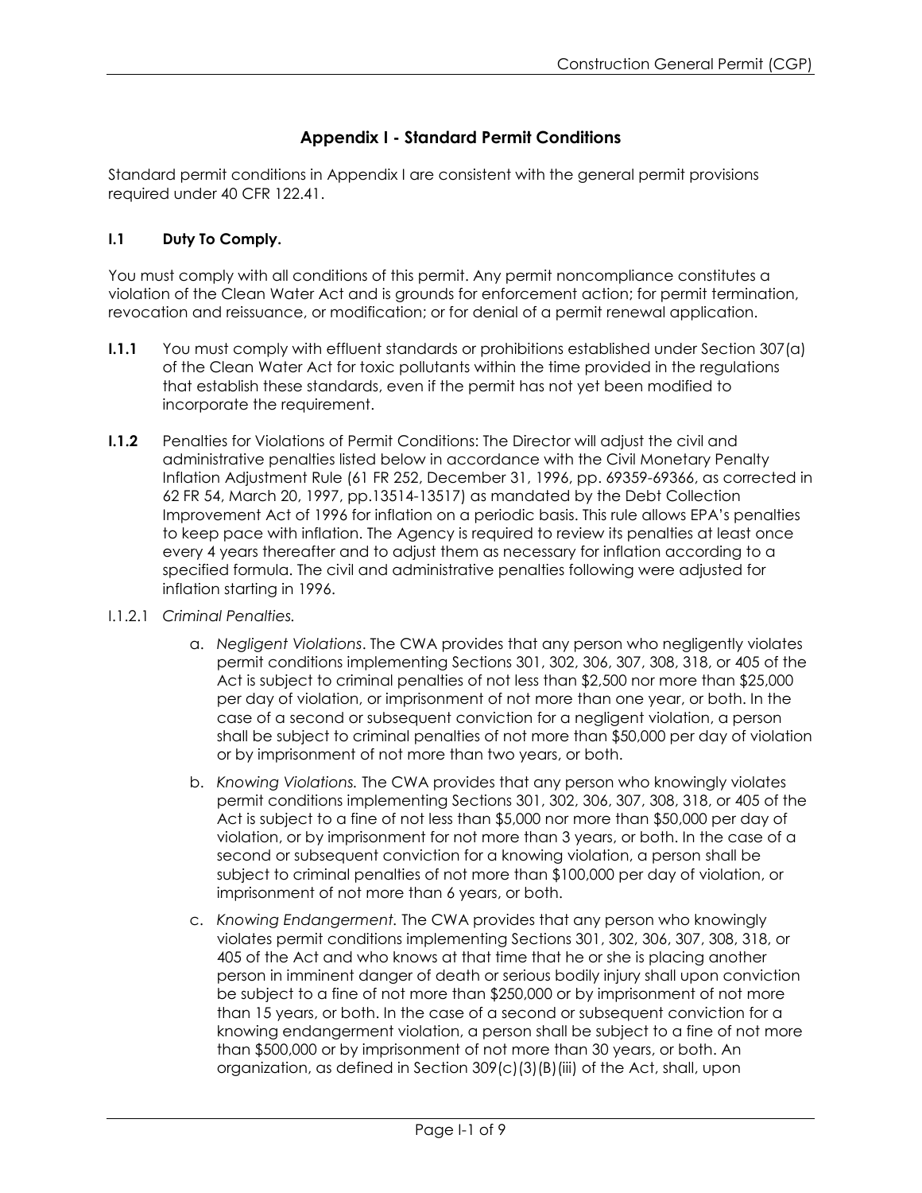# Appendix I - Standard Permit Conditions

Standard permit conditions in Appendix I are consistent with the general permit provisions required under 40 CFR 122.41.

## I.1 Duty To Comply.

You must comply with all conditions of this permit. Any permit noncompliance constitutes a violation of the Clean Water Act and is grounds for enforcement action; for permit termination, revocation and reissuance, or modification; or for denial of a permit renewal application.

**I.1.1** You must comply with effluent standards or prohibitions established under Section 307(a) of the Clean Water Act for toxic pollutants within the time provided in the regulations that establish these standards, even if the permit has not yet been modified to incorporate the requirement.

**I.1.2** Penalties for Violations of Permit Conditions: The Director will adjust the civil and administrative penalties listed below in accordance with the Civil Monetary Penalty Inflation Adjustment Rule (61 FR 252, December 31, 1996, pp. 69359-69366, as corrected in 62 FR 54, March 20, 1997, pp.13514-13517) as mandated by the Debt Collection Improvement Act of 1996 for inflation on a periodic basis. This rule allows EPA's penalties to keep pace with inflation. The Agency is required to review its penalties at least once every 4 years thereafter and to adjust them as necessary for inflation according to a specified formula. The civil and administrative penalties following were adjusted for inflation starting in 1996.

I.1.2.1 *Criminal Penalties.*

a. *Negligent Violations*. The CWA provides that any person who negligently violates permit conditions implementing Sections 301, 302, 306, 307, 308, 318, or 405 of the Act is subject to criminal penalties of not less than $2,500 nor more than $25,000 per day of violation, or imprisonment of not more than one year, or both. In the case of a second or subsequent conviction for a negligent violation, a person shall be subject to criminal penalties of not more than $50,000 per day of violation or by imprisonment of not more than two years, or both.

b. *Knowing Violations.* The CWA provides that any person who knowingly violates permit conditions implementing Sections 301, 302, 306, 307, 308, 318, or 405 of the Act is subject to a fine of not less than $5,000 nor more than $50,000 per day of violation, or by imprisonment for not more than 3 years, or both. In the case of a second or subsequent conviction for a knowing violation, a person shall be subject to criminal penalties of not more than $100,000 per day of violation, or imprisonment of not more than 6 years, or both.

c. *Knowing Endangerment.* The CWA provides that any person who knowingly violates permit conditions implementing Sections 301, 302, 306, 307, 308, 318, or 405 of the Act and who knows at that time that he or she is placing another person in imminent danger of death or serious bodily injury shall upon conviction be subject to a fine of not more than $250,000 or by imprisonment of not more than 15 years, or both. In the case of a second or subsequent conviction for a knowing endangerment violation, a person shall be subject to a fine of not more than $500,000 or by imprisonment of not more than 30 years, or both. An organization, as defined in Section 309(c)(3)(B)(iii) of the Act, shall, upon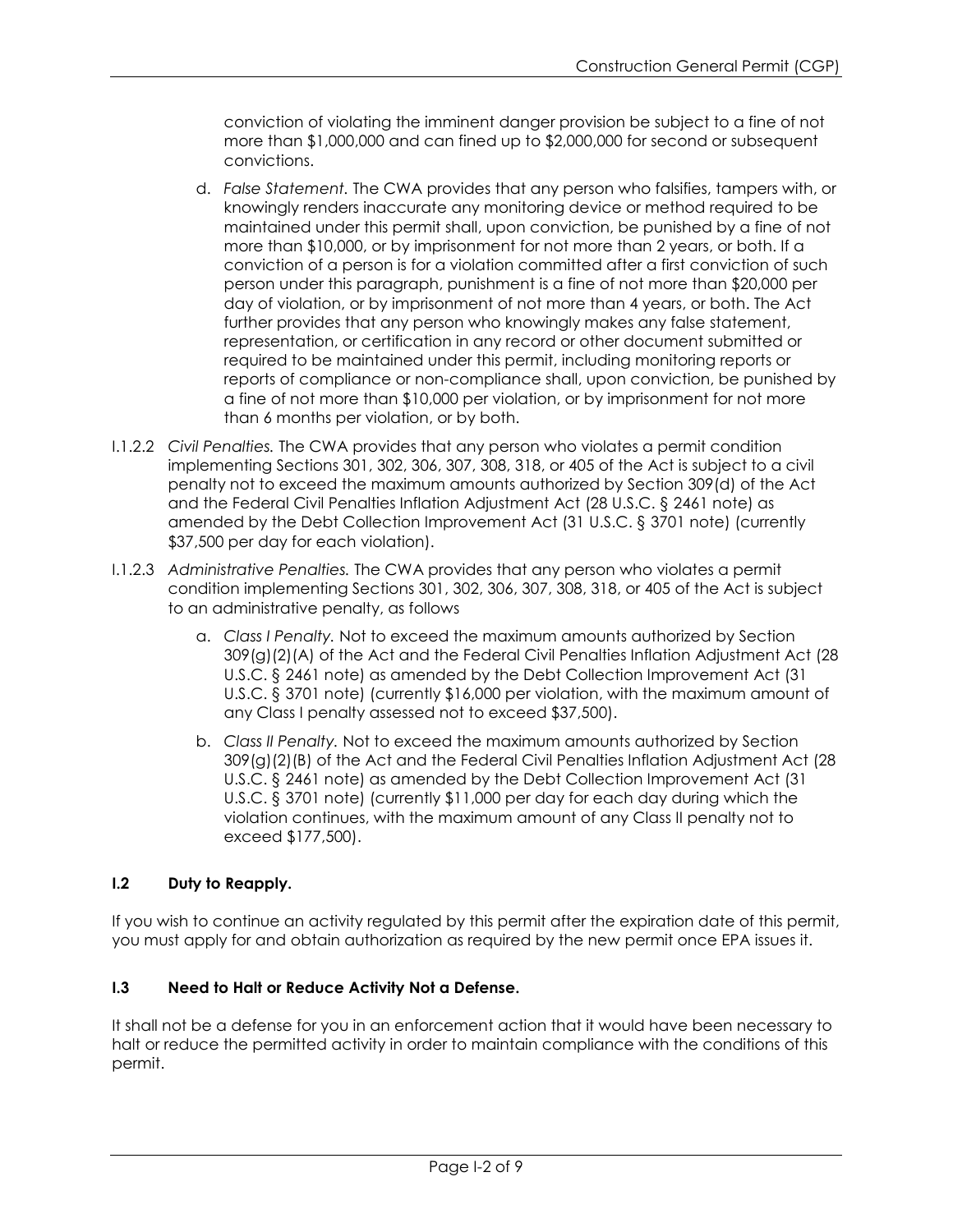conviction of violating the imminent danger provision be subject to a fine of not more than $1,000,000 and can fined up to $2,000,000 for second or subsequent convictions.

d. *False Statement.* The CWA provides that any person who falsifies, tampers with, or knowingly renders inaccurate any monitoring device or method required to be maintained under this permit shall, upon conviction, be punished by a fine of not more than $10,000, or by imprisonment for not more than 2 years, or both. If a conviction of a person is for a violation committed after a first conviction of such person under this paragraph, punishment is a fine of not more than $20,000 per day of violation, or by imprisonment of not more than 4 years, or both. The Act further provides that any person who knowingly makes any false statement, representation, or certification in any record or other document submitted or required to be maintained under this permit, including monitoring reports or reports of compliance or non-compliance shall, upon conviction, be punished by a fine of not more than $10,000 per violation, or by imprisonment for not more than 6 months per violation, or by both.

I.1.2.2 *Civil Penalties.* The CWA provides that any person who violates a permit condition implementing Sections 301, 302, 306, 307, 308, 318, or 405 of the Act is subject to a civil penalty not to exceed the maximum amounts authorized by Section 309(d) of the Act and the Federal Civil Penalties Inflation Adjustment Act (28 U.S.C. § 2461 note) as amended by the Debt Collection Improvement Act (31 U.S.C. § 3701 note) (currently $37,500 per day for each violation).

I.1.2.3 *Administrative Penalties.* The CWA provides that any person who violates a permit condition implementing Sections 301, 302, 306, 307, 308, 318, or 405 of the Act is subject to an administrative penalty, as follows

a. *Class I Penalty.* Not to exceed the maximum amounts authorized by Section 309(g)(2)(A) of the Act and the Federal Civil Penalties Inflation Adjustment Act (28 U.S.C. § 2461 note) as amended by the Debt Collection Improvement Act (31 U.S.C. § 3701 note) (currently $16,000 per violation, with the maximum amount of any Class I penalty assessed not to exceed $37,500).

b. *Class II Penalty.* Not to exceed the maximum amounts authorized by Section 309(g)(2)(B) of the Act and the Federal Civil Penalties Inflation Adjustment Act (28 U.S.C. § 2461 note) as amended by the Debt Collection Improvement Act (31 U.S.C. § 3701 note) (currently $11,000 per day for each day during which the violation continues, with the maximum amount of any Class II penalty not to exceed $177,500).

### I.2 Duty to Reapply.

If you wish to continue an activity regulated by this permit after the expiration date of this permit, you must apply for and obtain authorization as required by the new permit once EPA issues it.

### I.3 Need to Halt or Reduce Activity Not a Defense.

It shall not be a defense for you in an enforcement action that it would have been necessary to halt or reduce the permitted activity in order to maintain compliance with the conditions of this permit.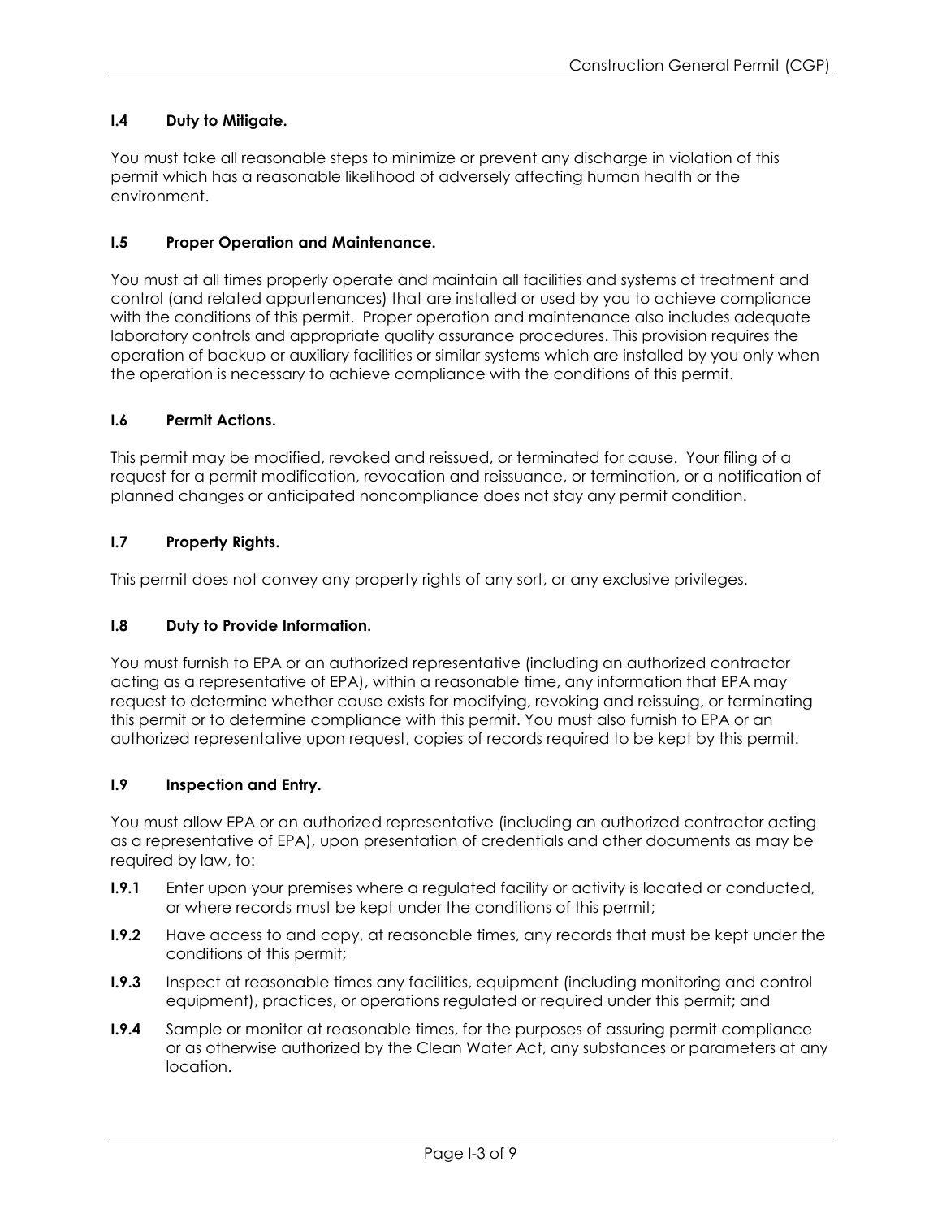### I.4 Duty to Mitigate.

You must take all reasonable steps to minimize or prevent any discharge in violation of this permit which has a reasonable likelihood of adversely affecting human health or the environment.

### I.5 Proper Operation and Maintenance.

You must at all times properly operate and maintain all facilities and systems of treatment and control (and related appurtenances) that are installed or used by you to achieve compliance with the conditions of this permit. Proper operation and maintenance also includes adequate laboratory controls and appropriate quality assurance procedures. This provision requires the operation of backup or auxiliary facilities or similar systems which are installed by you only when the operation is necessary to achieve compliance with the conditions of this permit.

### I.6 Permit Actions.

This permit may be modified, revoked and reissued, or terminated for cause. Your filing of a request for a permit modification, revocation and reissuance, or termination, or a notification of planned changes or anticipated noncompliance does not stay any permit condition.

### I.7 Property Rights.

This permit does not convey any property rights of any sort, or any exclusive privileges.

### I.8 Duty to Provide Information.

You must furnish to EPA or an authorized representative (including an authorized contractor acting as a representative of EPA), within a reasonable time, any information that EPA may request to determine whether cause exists for modifying, revoking and reissuing, or terminating this permit or to determine compliance with this permit. You must also furnish to EPA or an authorized representative upon request, copies of records required to be kept by this permit.

### I.9 Inspection and Entry.

You must allow EPA or an authorized representative (including an authorized contractor acting as a representative of EPA), upon presentation of credentials and other documents as may be required by law, to:

- **I.9.1** Enter upon your premises where a regulated facility or activity is located or conducted, or where records must be kept under the conditions of this permit;
- **I.9.2** Have access to and copy, at reasonable times, any records that must be kept under the conditions of this permit;
- **I.9.3** Inspect at reasonable times any facilities, equipment (including monitoring and control equipment), practices, or operations regulated or required under this permit; and
- **I.9.4** Sample or monitor at reasonable times, for the purposes of assuring permit compliance or as otherwise authorized by the Clean Water Act, any substances or parameters at any location.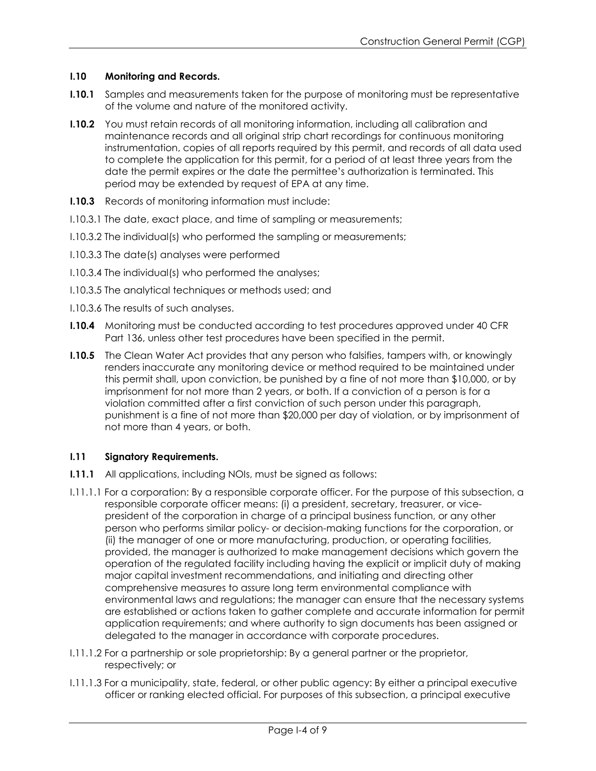### I.10 Monitoring and Records.

**I.10.1** Samples and measurements taken for the purpose of monitoring must be representative of the volume and nature of the monitored activity.

**I.10.2** You must retain records of all monitoring information, including all calibration and maintenance records and all original strip chart recordings for continuous monitoring instrumentation, copies of all reports required by this permit, and records of all data used to complete the application for this permit, for a period of at least three years from the date the permit expires or the date the permittee's authorization is terminated. This period may be extended by request of EPA at any time.

**I.10.3** Records of monitoring information must include:

I.10.3.1 The date, exact place, and time of sampling or measurements;

I.10.3.2 The individual(s) who performed the sampling or measurements;

I.10.3.3 The date(s) analyses were performed

I.10.3.4 The individual(s) who performed the analyses;

I.10.3.5 The analytical techniques or methods used; and

I.10.3.6 The results of such analyses.

**I.10.4** Monitoring must be conducted according to test procedures approved under 40 CFR Part 136, unless other test procedures have been specified in the permit.

**I.10.5** The Clean Water Act provides that any person who falsifies, tampers with, or knowingly renders inaccurate any monitoring device or method required to be maintained under this permit shall, upon conviction, be punished by a fine of not more than $10,000, or by imprisonment for not more than 2 years, or both. If a conviction of a person is for a violation committed after a first conviction of such person under this paragraph, punishment is a fine of not more than $20,000 per day of violation, or by imprisonment of not more than 4 years, or both.

### I.11 Signatory Requirements.

**I.11.1** All applications, including NOIs, must be signed as follows:

I.11.1.1 For a corporation: By a responsible corporate officer. For the purpose of this subsection, a responsible corporate officer means: (i) a president, secretary, treasurer, or vice-president of the corporation in charge of a principal business function, or any other person who performs similar policy- or decision-making functions for the corporation, or (ii) the manager of one or more manufacturing, production, or operating facilities, provided, the manager is authorized to make management decisions which govern the operation of the regulated facility including having the explicit or implicit duty of making major capital investment recommendations, and initiating and directing other comprehensive measures to assure long term environmental compliance with environmental laws and regulations; the manager can ensure that the necessary systems are established or actions taken to gather complete and accurate information for permit application requirements; and where authority to sign documents has been assigned or delegated to the manager in accordance with corporate procedures.

I.11.1.2 For a partnership or sole proprietorship: By a general partner or the proprietor, respectively; or

I.11.1.3 For a municipality, state, federal, or other public agency: By either a principal executive officer or ranking elected official. For purposes of this subsection, a principal executive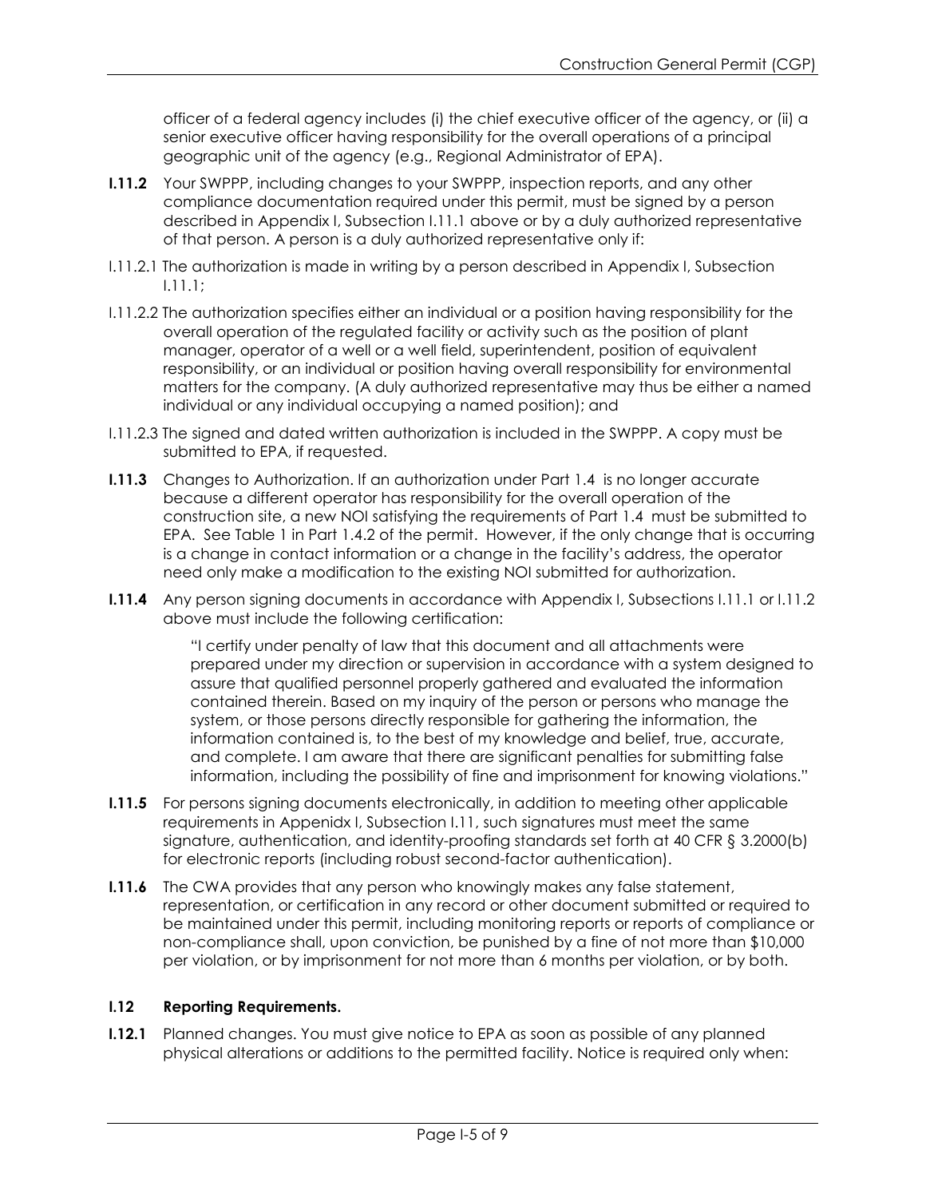officer of a federal agency includes (i) the chief executive officer of the agency, or (ii) a senior executive officer having responsibility for the overall operations of a principal geographic unit of the agency (e.g., Regional Administrator of EPA).

**I.11.2** Your SWPPP, including changes to your SWPPP, inspection reports, and any other compliance documentation required under this permit, must be signed by a person described in Appendix I, Subsection I.11.1 above or by a duly authorized representative of that person. A person is a duly authorized representative only if:

I.11.2.1 The authorization is made in writing by a person described in Appendix I, Subsection I.11.1;

I.11.2.2 The authorization specifies either an individual or a position having responsibility for the overall operation of the regulated facility or activity such as the position of plant manager, operator of a well or a well field, superintendent, position of equivalent responsibility, or an individual or position having overall responsibility for environmental matters for the company. (A duly authorized representative may thus be either a named individual or any individual occupying a named position); and

I.11.2.3 The signed and dated written authorization is included in the SWPPP. A copy must be submitted to EPA, if requested.

**I.11.3** Changes to Authorization. If an authorization under Part 1.4 is no longer accurate because a different operator has responsibility for the overall operation of the construction site, a new NOI satisfying the requirements of Part 1.4 must be submitted to EPA. See Table 1 in Part 1.4.2 of the permit. However, if the only change that is occurring is a change in contact information or a change in the facility's address, the operator need only make a modification to the existing NOI submitted for authorization.

**I.11.4** Any person signing documents in accordance with Appendix I, Subsections I.11.1 or I.11.2 above must include the following certification:

> "I certify under penalty of law that this document and all attachments were prepared under my direction or supervision in accordance with a system designed to assure that qualified personnel properly gathered and evaluated the information contained therein. Based on my inquiry of the person or persons who manage the system, or those persons directly responsible for gathering the information, the information contained is, to the best of my knowledge and belief, true, accurate, and complete. I am aware that there are significant penalties for submitting false information, including the possibility of fine and imprisonment for knowing violations."

**I.11.5** For persons signing documents electronically, in addition to meeting other applicable requirements in Appenidx I, Subsection I.11, such signatures must meet the same signature, authentication, and identity-proofing standards set forth at 40 CFR § 3.2000(b) for electronic reports (including robust second-factor authentication).

**I.11.6** The CWA provides that any person who knowingly makes any false statement, representation, or certification in any record or other document submitted or required to be maintained under this permit, including monitoring reports or reports of compliance or non-compliance shall, upon conviction, be punished by a fine of not more than $10,000 per violation, or by imprisonment for not more than 6 months per violation, or by both.

### I.12 Reporting Requirements.

**I.12.1** Planned changes. You must give notice to EPA as soon as possible of any planned physical alterations or additions to the permitted facility. Notice is required only when: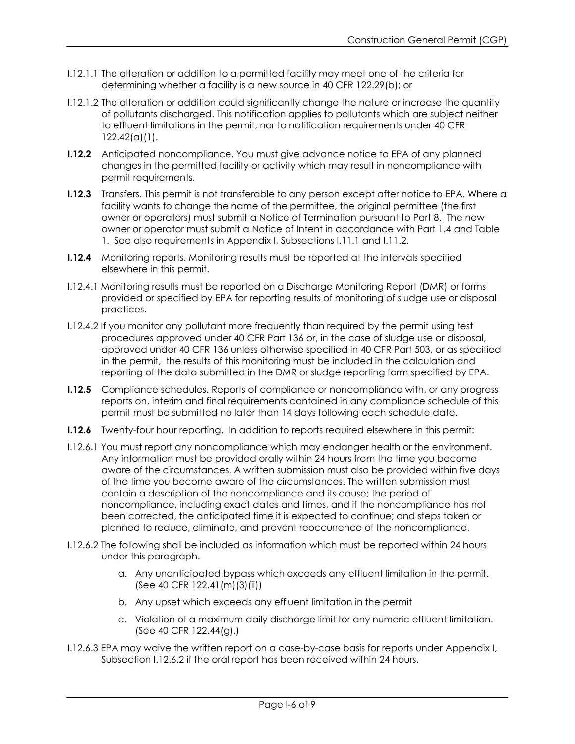I.12.1.1 The alteration or addition to a permitted facility may meet one of the criteria for determining whether a facility is a new source in 40 CFR 122.29(b); or

I.12.1.2 The alteration or addition could significantly change the nature or increase the quantity of pollutants discharged. This notification applies to pollutants which are subject neither to effluent limitations in the permit, nor to notification requirements under 40 CFR 122.42(a)(1).

**I.12.2** Anticipated noncompliance. You must give advance notice to EPA of any planned changes in the permitted facility or activity which may result in noncompliance with permit requirements.

**I.12.3** Transfers. This permit is not transferable to any person except after notice to EPA. Where a facility wants to change the name of the permittee, the original permittee (the first owner or operators) must submit a Notice of Termination pursuant to Part 8. The new owner or operator must submit a Notice of Intent in accordance with Part 1.4 and Table 1. See also requirements in Appendix I, Subsections I.11.1 and I.11.2.

**I.12.4** Monitoring reports. Monitoring results must be reported at the intervals specified elsewhere in this permit.

I.12.4.1 Monitoring results must be reported on a Discharge Monitoring Report (DMR) or forms provided or specified by EPA for reporting results of monitoring of sludge use or disposal practices.

I.12.4.2 If you monitor any pollutant more frequently than required by the permit using test procedures approved under 40 CFR Part 136 or, in the case of sludge use or disposal, approved under 40 CFR 136 unless otherwise specified in 40 CFR Part 503, or as specified in the permit, the results of this monitoring must be included in the calculation and reporting of the data submitted in the DMR or sludge reporting form specified by EPA.

**I.12.5** Compliance schedules. Reports of compliance or noncompliance with, or any progress reports on, interim and final requirements contained in any compliance schedule of this permit must be submitted no later than 14 days following each schedule date.

**I.12.6** Twenty-four hour reporting. In addition to reports required elsewhere in this permit:

I.12.6.1 You must report any noncompliance which may endanger health or the environment. Any information must be provided orally within 24 hours from the time you become aware of the circumstances. A written submission must also be provided within five days of the time you become aware of the circumstances. The written submission must contain a description of the noncompliance and its cause; the period of noncompliance, including exact dates and times, and if the noncompliance has not been corrected, the anticipated time it is expected to continue; and steps taken or planned to reduce, eliminate, and prevent reoccurrence of the noncompliance.

I.12.6.2 The following shall be included as information which must be reported within 24 hours under this paragraph.

a. Any unanticipated bypass which exceeds any effluent limitation in the permit. (See 40 CFR 122.41(m)(3)(ii))

b. Any upset which exceeds any effluent limitation in the permit

c. Violation of a maximum daily discharge limit for any numeric effluent limitation. (See 40 CFR 122.44(g).)

I.12.6.3 EPA may waive the written report on a case-by-case basis for reports under Appendix I, Subsection I.12.6.2 if the oral report has been received within 24 hours.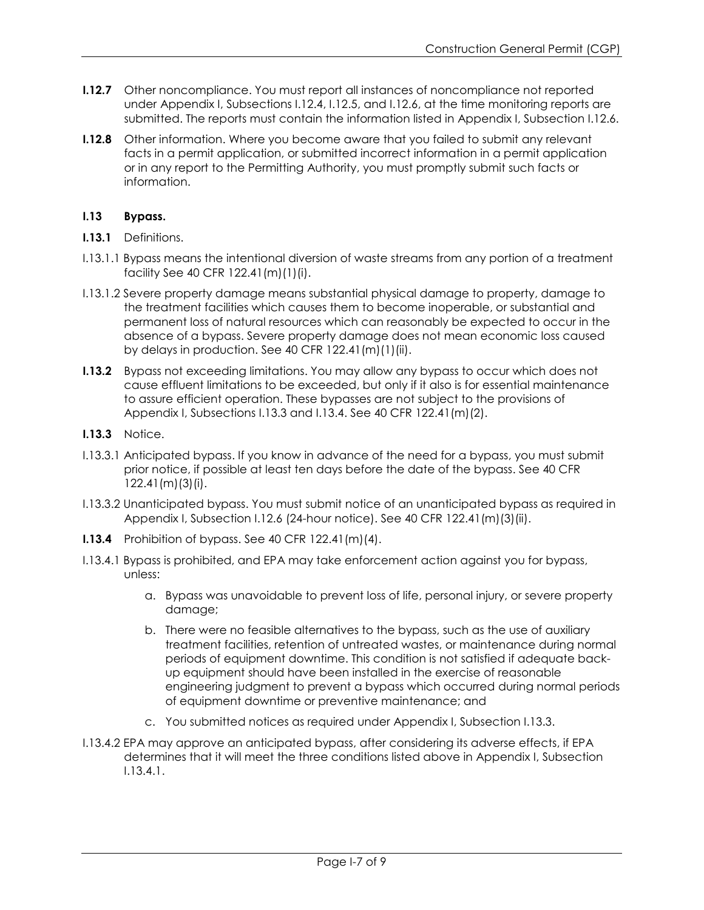**I.12.7** Other noncompliance. You must report all instances of noncompliance not reported under Appendix I, Subsections I.12.4, I.12.5, and I.12.6, at the time monitoring reports are submitted. The reports must contain the information listed in Appendix I, Subsection I.12.6.

**I.12.8** Other information. Where you become aware that you failed to submit any relevant facts in a permit application, or submitted incorrect information in a permit application or in any report to the Permitting Authority, you must promptly submit such facts or information.

### I.13 Bypass.

**I.13.1** Definitions.

I.13.1.1 Bypass means the intentional diversion of waste streams from any portion of a treatment facility See 40 CFR 122.41(m)(1)(i).

I.13.1.2 Severe property damage means substantial physical damage to property, damage to the treatment facilities which causes them to become inoperable, or substantial and permanent loss of natural resources which can reasonably be expected to occur in the absence of a bypass. Severe property damage does not mean economic loss caused by delays in production. See 40 CFR 122.41(m)(1)(ii).

**I.13.2** Bypass not exceeding limitations. You may allow any bypass to occur which does not cause effluent limitations to be exceeded, but only if it also is for essential maintenance to assure efficient operation. These bypasses are not subject to the provisions of Appendix I, Subsections I.13.3 and I.13.4. See 40 CFR 122.41(m)(2).

**I.13.3** Notice.

I.13.3.1 Anticipated bypass. If you know in advance of the need for a bypass, you must submit prior notice, if possible at least ten days before the date of the bypass. See 40 CFR 122.41(m)(3)(i).

I.13.3.2 Unanticipated bypass. You must submit notice of an unanticipated bypass as required in Appendix I, Subsection I.12.6 (24-hour notice). See 40 CFR 122.41(m)(3)(ii).

**I.13.4** Prohibition of bypass. See 40 CFR 122.41(m)(4).

I.13.4.1 Bypass is prohibited, and EPA may take enforcement action against you for bypass, unless:

a. Bypass was unavoidable to prevent loss of life, personal injury, or severe property damage;

b. There were no feasible alternatives to the bypass, such as the use of auxiliary treatment facilities, retention of untreated wastes, or maintenance during normal periods of equipment downtime. This condition is not satisfied if adequate back-up equipment should have been installed in the exercise of reasonable engineering judgment to prevent a bypass which occurred during normal periods of equipment downtime or preventive maintenance; and

c. You submitted notices as required under Appendix I, Subsection I.13.3.

I.13.4.2 EPA may approve an anticipated bypass, after considering its adverse effects, if EPA determines that it will meet the three conditions listed above in Appendix I, Subsection I.13.4.1.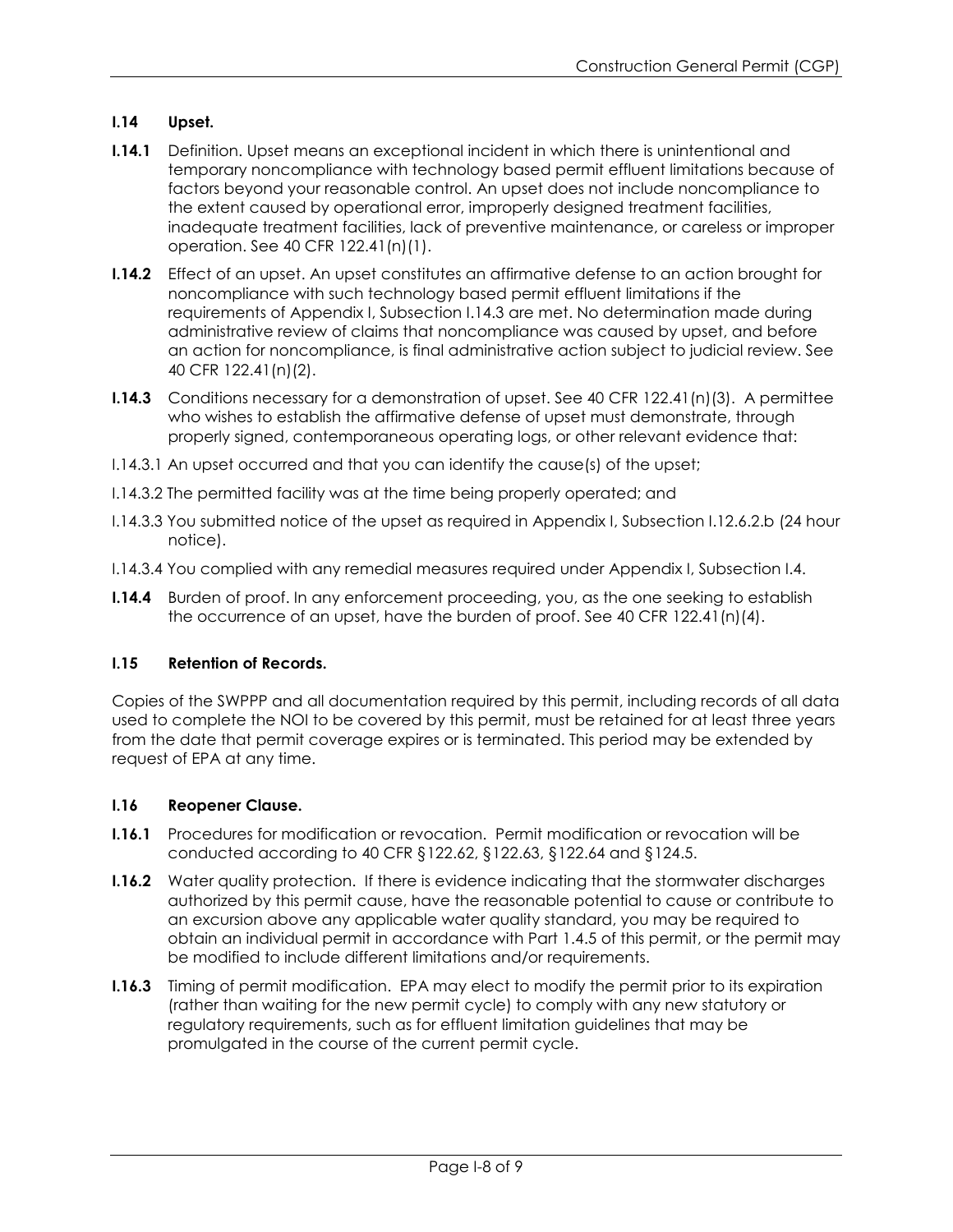## I.14 Upset.

**I.14.1** Definition. Upset means an exceptional incident in which there is unintentional and temporary noncompliance with technology based permit effluent limitations because of factors beyond your reasonable control. An upset does not include noncompliance to the extent caused by operational error, improperly designed treatment facilities, inadequate treatment facilities, lack of preventive maintenance, or careless or improper operation. See 40 CFR 122.41(n)(1).

**I.14.2** Effect of an upset. An upset constitutes an affirmative defense to an action brought for noncompliance with such technology based permit effluent limitations if the requirements of Appendix I, Subsection I.14.3 are met. No determination made during administrative review of claims that noncompliance was caused by upset, and before an action for noncompliance, is final administrative action subject to judicial review. See 40 CFR 122.41(n)(2).

**I.14.3** Conditions necessary for a demonstration of upset. See 40 CFR 122.41(n)(3). A permittee who wishes to establish the affirmative defense of upset must demonstrate, through properly signed, contemporaneous operating logs, or other relevant evidence that:

I.14.3.1 An upset occurred and that you can identify the cause(s) of the upset;

I.14.3.2 The permitted facility was at the time being properly operated; and

I.14.3.3 You submitted notice of the upset as required in Appendix I, Subsection I.12.6.2.b (24 hour notice).

I.14.3.4 You complied with any remedial measures required under Appendix I, Subsection I.4.

**I.14.4** Burden of proof. In any enforcement proceeding, you, as the one seeking to establish the occurrence of an upset, have the burden of proof. See 40 CFR 122.41(n)(4).

## I.15 Retention of Records.

Copies of the SWPPP and all documentation required by this permit, including records of all data used to complete the NOI to be covered by this permit, must be retained for at least three years from the date that permit coverage expires or is terminated. This period may be extended by request of EPA at any time.

## I.16 Reopener Clause.

**I.16.1** Procedures for modification or revocation. Permit modification or revocation will be conducted according to 40 CFR §122.62, §122.63, §122.64 and §124.5.

**I.16.2** Water quality protection. If there is evidence indicating that the stormwater discharges authorized by this permit cause, have the reasonable potential to cause or contribute to an excursion above any applicable water quality standard, you may be required to obtain an individual permit in accordance with Part 1.4.5 of this permit, or the permit may be modified to include different limitations and/or requirements.

**I.16.3** Timing of permit modification. EPA may elect to modify the permit prior to its expiration (rather than waiting for the new permit cycle) to comply with any new statutory or regulatory requirements, such as for effluent limitation guidelines that may be promulgated in the course of the current permit cycle.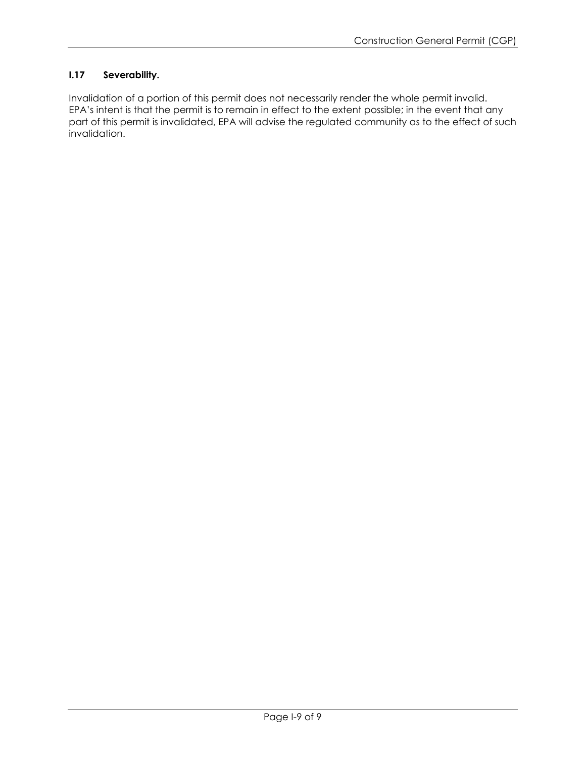### I.17 Severability.

Invalidation of a portion of this permit does not necessarily render the whole permit invalid. EPA's intent is that the permit is to remain in effect to the extent possible; in the event that any part of this permit is invalidated, EPA will advise the regulated community as to the effect of such invalidation.